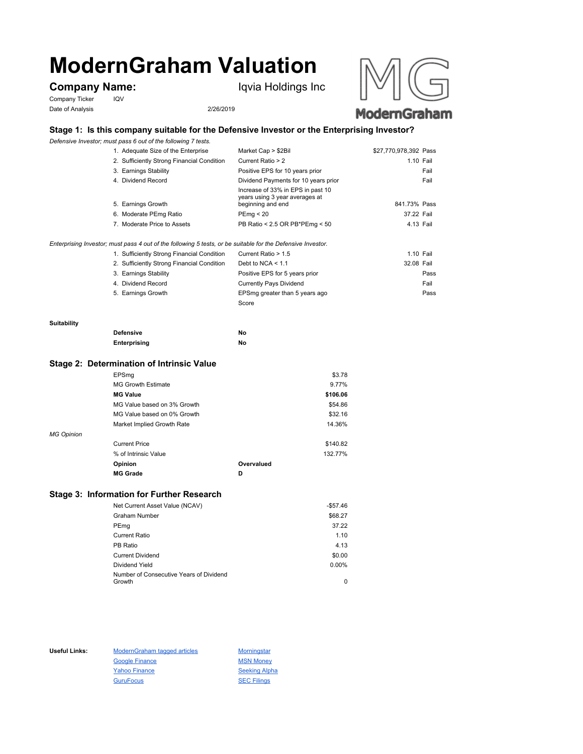# ModernGraham Valuation

**Company Name:** Iqvia Holdings Inc

Company Ticker: IQV

Date of Analysis: 2/26/2019

## Stage 1: Is this company suitable for the Defensive Investor or the Enterprising Investor?

*Defensive Investor; must pass 6 out of the following 7 tests.*

| Test | Criterion | Value | Result |
|---|---|---|---|
| 1. Adequate Size of the Enterprise | Market Cap > $2Bil | $27,770,978,392 | Pass |
| 2. Sufficiently Strong Financial Condition | Current Ratio > 2 | 1.10 | Fail |
| 3. Earnings Stability | Positive EPS for 10 years prior | | Fail |
| 4. Dividend Record | Dividend Payments for 10 years prior | | Fail |
| 5. Earnings Growth | Increase of 33% in EPS in past 10 years using 3 year averages at beginning and end | 841.73% | Pass |
| 6. Moderate PEmg Ratio | PEmg < 20 | 37.22 | Fail |
| 7. Moderate Price to Assets | PB Ratio < 2.5 OR PB*PEmg < 50 | 4.13 | Fail |

*Enterprising Investor; must pass 4 out of the following 5 tests, or be suitable for the Defensive Investor.*

| Test | Criterion | Value | Result |
|---|---|---|---|
| 1. Sufficiently Strong Financial Condition | Current Ratio > 1.5 | 1.10 | Fail |
| 2. Sufficiently Strong Financial Condition | Debt to NCA < 1.1 | 32.08 | Fail |
| 3. Earnings Stability | Positive EPS for 5 years prior | | Pass |
| 4. Dividend Record | Currently Pays Dividend | | Fail |
| 5. Earnings Growth | EPSmg greater than 5 years ago | | Pass |
| | Score | | |

**Suitability**

| | |
|---|---|
| **Defensive** | **No** |
| **Enterprising** | **No** |

## Stage 2: Determination of Intrinsic Value

| | |
|---|---|
| EPSmg | $3.78 |
| MG Growth Estimate | 9.77% |
| **MG Value** | **$106.06** |
| MG Value based on 3% Growth | $54.86 |
| MG Value based on 0% Growth | $32.16 |
| Market Implied Growth Rate | 14.36% |

*MG Opinion*

| | |
|---|---|
| Current Price | $140.82 |
| % of Intrinsic Value | 132.77% |
| **Opinion** | **Overvalued** |
| **MG Grade** | **D** |

## Stage 3: Information for Further Research

| | |
|---|---|
| Net Current Asset Value (NCAV) | -$57.46 |
| Graham Number | $68.27 |
| PEmg | 37.22 |
| Current Ratio | 1.10 |
| PB Ratio | 4.13 |
| Current Dividend | $0.00 |
| Dividend Yield | 0.00% |
| Number of Consecutive Years of Dividend Growth | 0 |

**Useful Links:**

- ModernGraham tagged articles
- Google Finance
- Yahoo Finance
- GuruFocus
- Morningstar
- MSN Money
- Seeking Alpha
- SEC Filings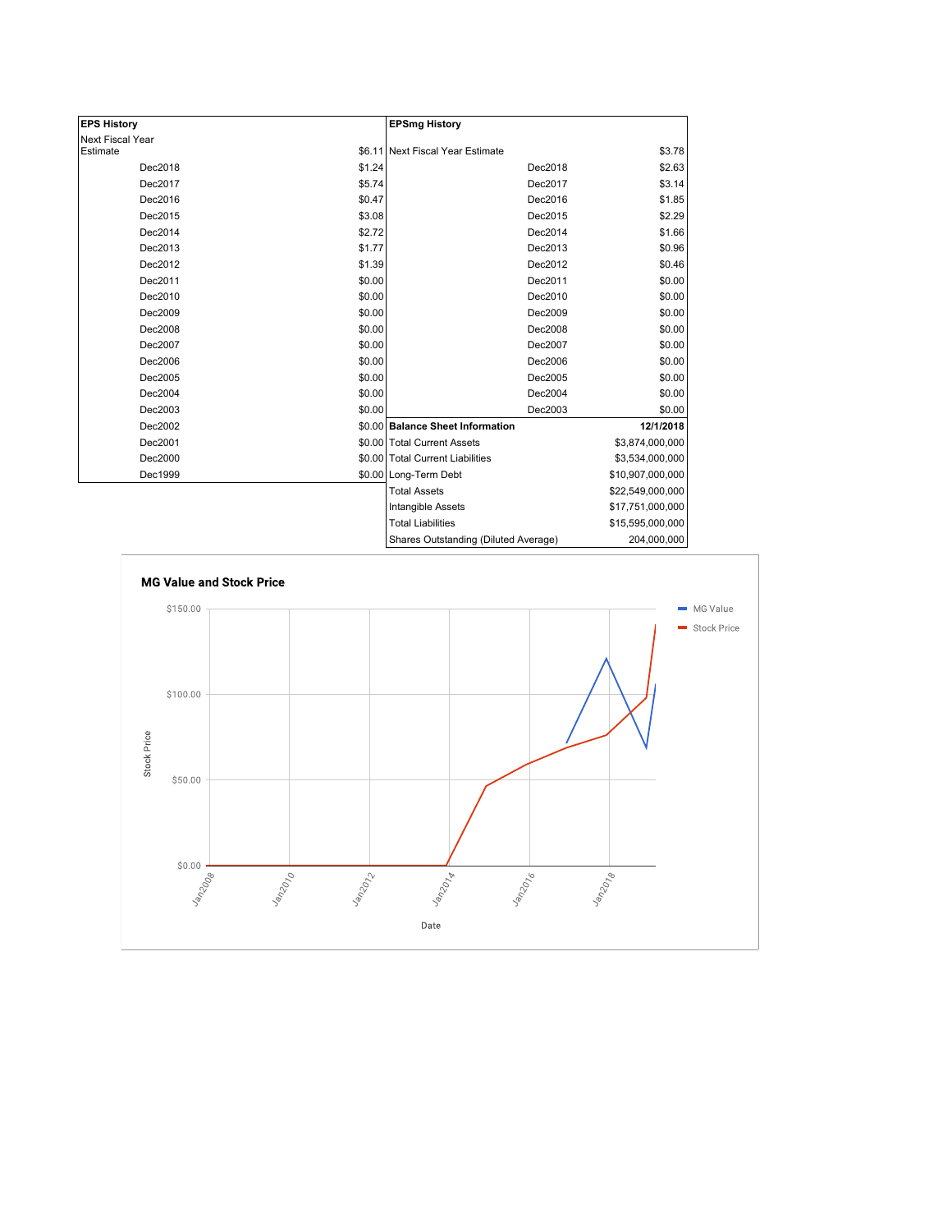| EPS History | |
|---|---|
| Next Fiscal Year Estimate | $6.11 |
| Dec2018 | $1.24 |
| Dec2017 | $5.74 |
| Dec2016 | $0.47 |
| Dec2015 | $3.08 |
| Dec2014 | $2.72 |
| Dec2013 | $1.77 |
| Dec2012 | $1.39 |
| Dec2011 | $0.00 |
| Dec2010 | $0.00 |
| Dec2009 | $0.00 |
| Dec2008 | $0.00 |
| Dec2007 | $0.00 |
| Dec2006 | $0.00 |
| Dec2005 | $0.00 |
| Dec2004 | $0.00 |
| Dec2003 | $0.00 |
| Dec2002 | $0.00 |
| Dec2001 | $0.00 |
| Dec2000 | $0.00 |
| Dec1999 | $0.00 |

| EPSmg History | |
|---|---|
| Next Fiscal Year Estimate | $3.78 |
| Dec2018 | $2.63 |
| Dec2017 | $3.14 |
| Dec2016 | $1.85 |
| Dec2015 | $2.29 |
| Dec2014 | $1.66 |
| Dec2013 | $0.96 |
| Dec2012 | $0.46 |
| Dec2011 | $0.00 |
| Dec2010 | $0.00 |
| Dec2009 | $0.00 |
| Dec2008 | $0.00 |
| Dec2007 | $0.00 |
| Dec2006 | $0.00 |
| Dec2005 | $0.00 |
| Dec2004 | $0.00 |
| Dec2003 | $0.00 |

| Balance Sheet Information | 12/1/2018 |
|---|---|
| Total Current Assets | $3,874,000,000 |
| Total Current Liabilities | $3,534,000,000 |
| Long-Term Debt | $10,907,000,000 |
| Total Assets | $22,549,000,000 |
| Intangible Assets | $17,751,000,000 |
| Total Liabilities | $15,595,000,000 |
| Shares Outstanding (Diluted Average) | 204,000,000 |

**MG Value and Stock Price**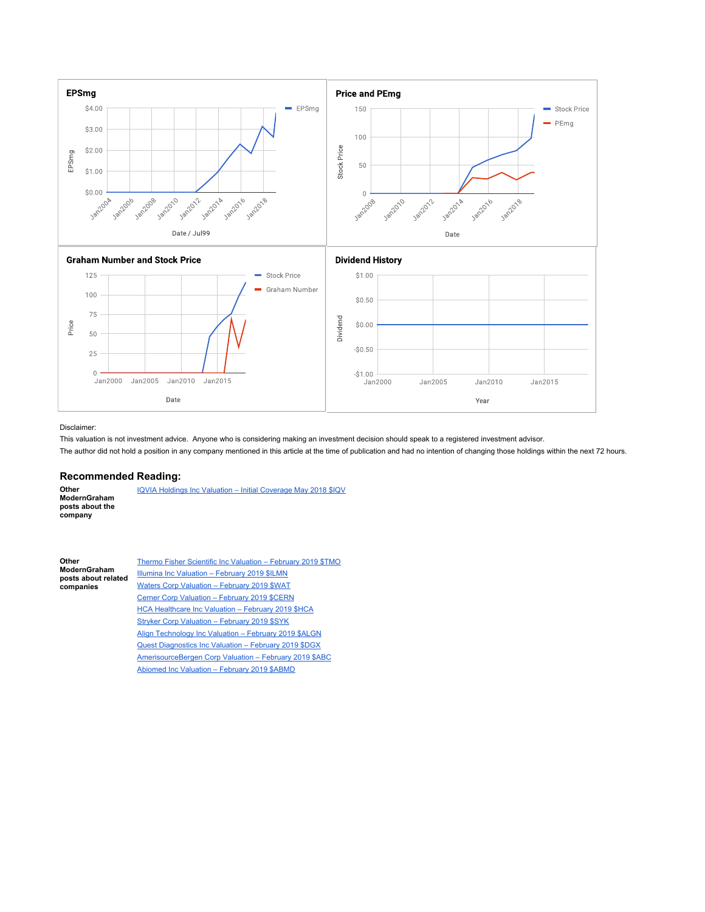**EPSmg**

EPSmg

$4.00
$3.00
$2.00
$1.00
$0.00

Jan2004 Jan2006 Jan2008 Jan2010 Jan2012 Jan2014 Jan2016 Jan2018

Date / Jul99

**Price and PEmg**

Stock Price
PEmg

150
100
50
0

Stock Price

Jan2008 Jan2010 Jan2012 Jan2014 Jan2016 Jan2018

Date

**Graham Number and Stock Price**

Stock Price
Graham Number

125
100
75
50
25
0

Price

Jan2000 Jan2005 Jan2010 Jan2015

Date

**Dividend History**

$1.00
$0.50
$0.00
-$0.50
-$1.00

Dividend

Jan2000 Jan2005 Jan2010 Jan2015

Year

Disclaimer:

This valuation is not investment advice. Anyone who is considering making an investment decision should speak to a registered investment advisor.

The author did not hold a position in any company mentioned in this article at the time of publication and had no intention of changing those holdings within the next 72 hours.

## Recommended Reading:

**Other ModernGraham posts about the company**

- IQVIA Holdings Inc Valuation – Initial Coverage May 2018 $IQV

**Other ModernGraham posts about related companies**

- Thermo Fisher Scientific Inc Valuation – February 2019 $TMO
- Illumina Inc Valuation – February 2019 $ILMN
- Waters Corp Valuation – February 2019 $WAT
- Cerner Corp Valuation – February 2019 $CERN
- HCA Healthcare Inc Valuation – February 2019 $HCA
- Stryker Corp Valuation – February 2019 $SYK
- Align Technology Inc Valuation – February 2019 $ALGN
- Quest Diagnostics Inc Valuation – February 2019 $DGX
- AmerisourceBergen Corp Valuation – February 2019 $ABC
- Abiomed Inc Valuation – February 2019 $ABMD